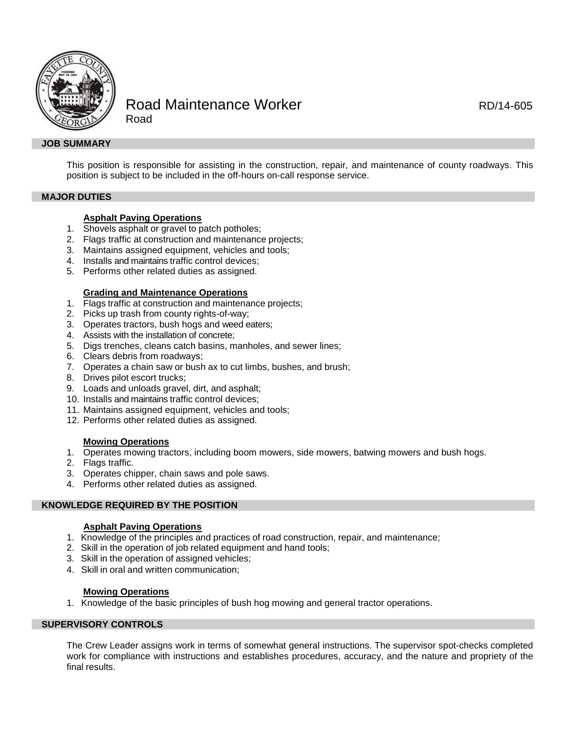# Road Maintenance Worker

RD/14-605

Road

## JOB SUMMARY

This position is responsible for assisting in the construction, repair, and maintenance of county roadways. This position is subject to be included in the off-hours on-call response service.

## MAJOR DUTIES

### Asphalt Paving Operations

1. Shovels asphalt or gravel to patch potholes;
2. Flags traffic at construction and maintenance projects;
3. Maintains assigned equipment, vehicles and tools;
4. Installs and maintains traffic control devices;
5. Performs other related duties as assigned.

### Grading and Maintenance Operations

1. Flags traffic at construction and maintenance projects;
2. Picks up trash from county rights-of-way;
3. Operates tractors, bush hogs and weed eaters;
4. Assists with the installation of concrete;
5. Digs trenches, cleans catch basins, manholes, and sewer lines;
6. Clears debris from roadways;
7. Operates a chain saw or bush ax to cut limbs, bushes, and brush;
8. Drives pilot escort trucks;
9. Loads and unloads gravel, dirt, and asphalt;
10. Installs and maintains traffic control devices;
11. Maintains assigned equipment, vehicles and tools;
12. Performs other related duties as assigned.

### Mowing Operations

1. Operates mowing tractors, including boom mowers, side mowers, batwing mowers and bush hogs.
2. Flags traffic.
3. Operates chipper, chain saws and pole saws.
4. Performs other related duties as assigned.

## KNOWLEDGE REQUIRED BY THE POSITION

### Asphalt Paving Operations

1. Knowledge of the principles and practices of road construction, repair, and maintenance;
2. Skill in the operation of job related equipment and hand tools;
3. Skill in the operation of assigned vehicles;
4. Skill in oral and written communication;

### Mowing Operations

1. Knowledge of the basic principles of bush hog mowing and general tractor operations.

## SUPERVISORY CONTROLS

The Crew Leader assigns work in terms of somewhat general instructions. The supervisor spot-checks completed work for compliance with instructions and establishes procedures, accuracy, and the nature and propriety of the final results.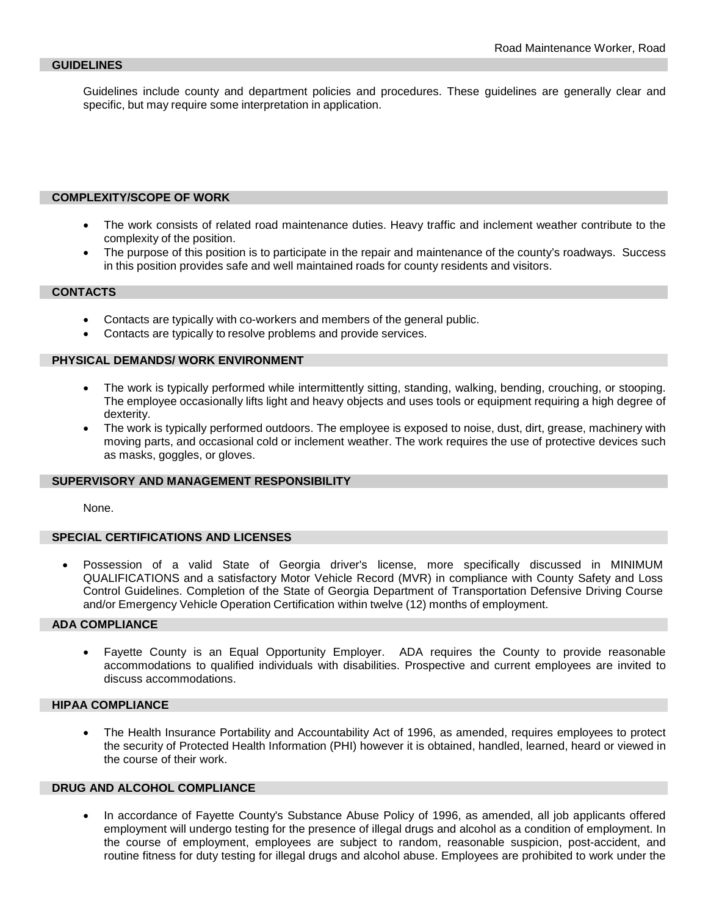## GUIDELINES

Guidelines include county and department policies and procedures. These guidelines are generally clear and specific, but may require some interpretation in application.

## COMPLEXITY/SCOPE OF WORK

- The work consists of related road maintenance duties. Heavy traffic and inclement weather contribute to the complexity of the position.
- The purpose of this position is to participate in the repair and maintenance of the county's roadways. Success in this position provides safe and well maintained roads for county residents and visitors.

## CONTACTS

- Contacts are typically with co-workers and members of the general public.
- Contacts are typically to resolve problems and provide services.

## PHYSICAL DEMANDS/ WORK ENVIRONMENT

- The work is typically performed while intermittently sitting, standing, walking, bending, crouching, or stooping. The employee occasionally lifts light and heavy objects and uses tools or equipment requiring a high degree of dexterity.
- The work is typically performed outdoors. The employee is exposed to noise, dust, dirt, grease, machinery with moving parts, and occasional cold or inclement weather. The work requires the use of protective devices such as masks, goggles, or gloves.

## SUPERVISORY AND MANAGEMENT RESPONSIBILITY

None.

## SPECIAL CERTIFICATIONS AND LICENSES

- Possession of a valid State of Georgia driver's license, more specifically discussed in MINIMUM QUALIFICATIONS and a satisfactory Motor Vehicle Record (MVR) in compliance with County Safety and Loss Control Guidelines. Completion of the State of Georgia Department of Transportation Defensive Driving Course and/or Emergency Vehicle Operation Certification within twelve (12) months of employment.

## ADA COMPLIANCE

- Fayette County is an Equal Opportunity Employer. ADA requires the County to provide reasonable accommodations to qualified individuals with disabilities. Prospective and current employees are invited to discuss accommodations.

## HIPAA COMPLIANCE

- The Health Insurance Portability and Accountability Act of 1996, as amended, requires employees to protect the security of Protected Health Information (PHI) however it is obtained, handled, learned, heard or viewed in the course of their work.

## DRUG AND ALCOHOL COMPLIANCE

- In accordance of Fayette County's Substance Abuse Policy of 1996, as amended, all job applicants offered employment will undergo testing for the presence of illegal drugs and alcohol as a condition of employment. In the course of employment, employees are subject to random, reasonable suspicion, post-accident, and routine fitness for duty testing for illegal drugs and alcohol abuse. Employees are prohibited to work under the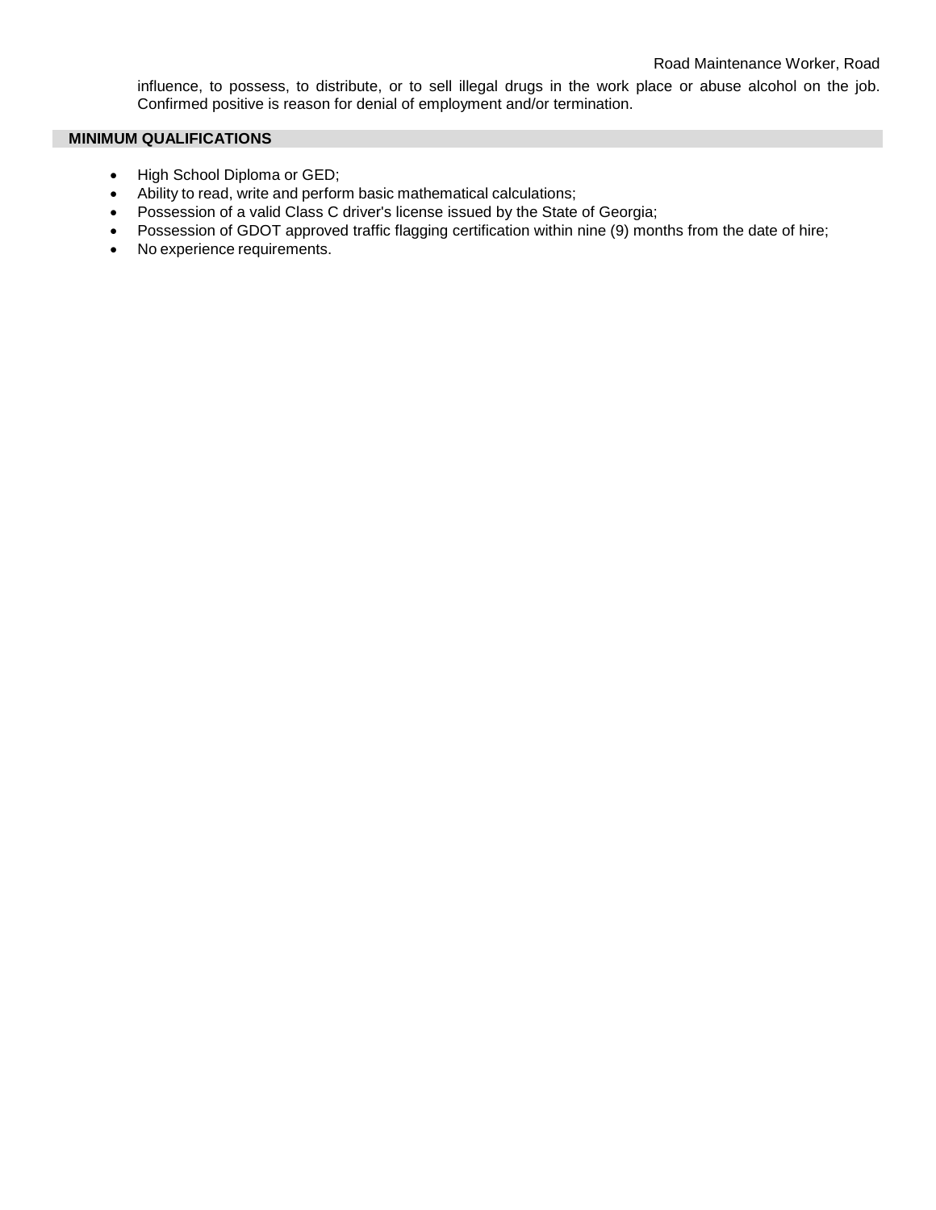influence, to possess, to distribute, or to sell illegal drugs in the work place or abuse alcohol on the job. Confirmed positive is reason for denial of employment and/or termination.

## MINIMUM QUALIFICATIONS

- High School Diploma or GED;
- Ability to read, write and perform basic mathematical calculations;
- Possession of a valid Class C driver's license issued by the State of Georgia;
- Possession of GDOT approved traffic flagging certification within nine (9) months from the date of hire;
- No experience requirements.